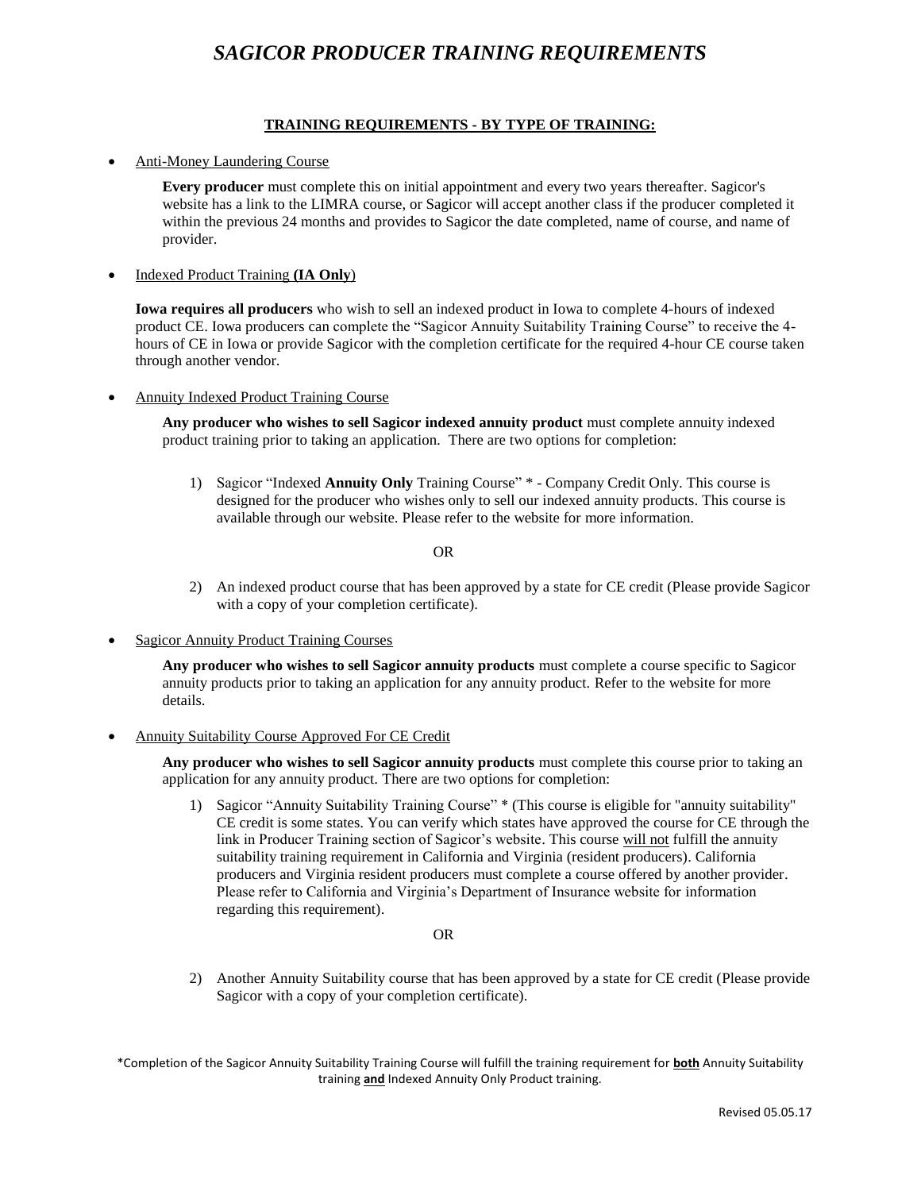# *SAGICOR PRODUCER TRAINING REQUIREMENTS*

## TRAINING REQUIREMENTS - BY TYPE OF TRAINING:

- Anti-Money Laundering Course

  **Every producer** must complete this on initial appointment and every two years thereafter. Sagicor's website has a link to the LIMRA course, or Sagicor will accept another class if the producer completed it within the previous 24 months and provides to Sagicor the date completed, name of course, and name of provider.

- Indexed Product Training **(IA Only**)

  **Iowa requires all producers** who wish to sell an indexed product in Iowa to complete 4-hours of indexed product CE. Iowa producers can complete the "Sagicor Annuity Suitability Training Course" to receive the 4-hours of CE in Iowa or provide Sagicor with the completion certificate for the required 4-hour CE course taken through another vendor.

- Annuity Indexed Product Training Course

  **Any producer who wishes to sell Sagicor indexed annuity product** must complete annuity indexed product training prior to taking an application. There are two options for completion:

  1) Sagicor "Indexed **Annuity Only** Training Course" * - Company Credit Only. This course is designed for the producer who wishes only to sell our indexed annuity products. This course is available through our website. Please refer to the website for more information.

  OR

  2) An indexed product course that has been approved by a state for CE credit (Please provide Sagicor with a copy of your completion certificate).

- Sagicor Annuity Product Training Courses

  **Any producer who wishes to sell Sagicor annuity products** must complete a course specific to Sagicor annuity products prior to taking an application for any annuity product. Refer to the website for more details.

- Annuity Suitability Course Approved For CE Credit

  **Any producer who wishes to sell Sagicor annuity products** must complete this course prior to taking an application for any annuity product. There are two options for completion:

  1) Sagicor "Annuity Suitability Training Course" * (This course is eligible for "annuity suitability" CE credit is some states. You can verify which states have approved the course for CE through the link in Producer Training section of Sagicor's website. This course will not fulfill the annuity suitability training requirement in California and Virginia (resident producers). California producers and Virginia resident producers must complete a course offered by another provider. Please refer to California and Virginia's Department of Insurance website for information regarding this requirement).

  OR

  2) Another Annuity Suitability course that has been approved by a state for CE credit (Please provide Sagicor with a copy of your completion certificate).

*Completion of the Sagicor Annuity Suitability Training Course will fulfill the training requirement for **both** Annuity Suitability training **and** Indexed Annuity Only Product training.

Revised 05.05.17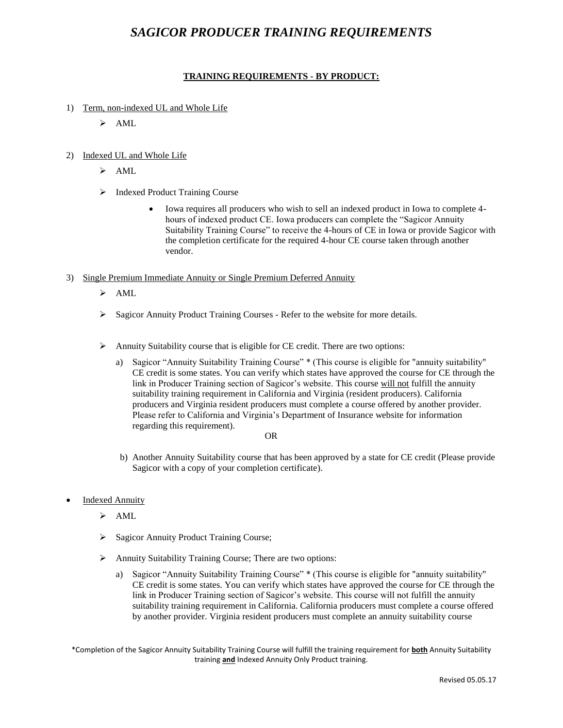# *SAGICOR PRODUCER TRAINING REQUIREMENTS*

**TRAINING REQUIREMENTS - BY PRODUCT:**

1) Term, non-indexed UL and Whole Life
   - AML

2) Indexed UL and Whole Life
   - AML
   - Indexed Product Training Course
     - Iowa requires all producers who wish to sell an indexed product in Iowa to complete 4-hours of indexed product CE. Iowa producers can complete the "Sagicor Annuity Suitability Training Course" to receive the 4-hours of CE in Iowa or provide Sagicor with the completion certificate for the required 4-hour CE course taken through another vendor.

3) Single Premium Immediate Annuity or Single Premium Deferred Annuity
   - AML
   - Sagicor Annuity Product Training Courses - Refer to the website for more details.
   - Annuity Suitability course that is eligible for CE credit. There are two options:
     a) Sagicor "Annuity Suitability Training Course" * (This course is eligible for "annuity suitability" CE credit is some states. You can verify which states have approved the course for CE through the link in Producer Training section of Sagicor's website. This course will not fulfill the annuity suitability training requirement in California and Virginia (resident producers). California producers and Virginia resident producers must complete a course offered by another provider. Please refer to California and Virginia's Department of Insurance website for information regarding this requirement).

        OR

     b) Another Annuity Suitability course that has been approved by a state for CE credit (Please provide Sagicor with a copy of your completion certificate).

- Indexed Annuity
  - AML
  - Sagicor Annuity Product Training Course;
  - Annuity Suitability Training Course; There are two options:
    a) Sagicor "Annuity Suitability Training Course" * (This course is eligible for "annuity suitability" CE credit is some states. You can verify which states have approved the course for CE through the link in Producer Training section of Sagicor's website. This course will not fulfill the annuity suitability training requirement in California. California producers must complete a course offered by another provider. Virginia resident producers must complete an annuity suitability course

\*Completion of the Sagicor Annuity Suitability Training Course will fulfill the training requirement for **both** Annuity Suitability training **and** Indexed Annuity Only Product training.

Revised 05.05.17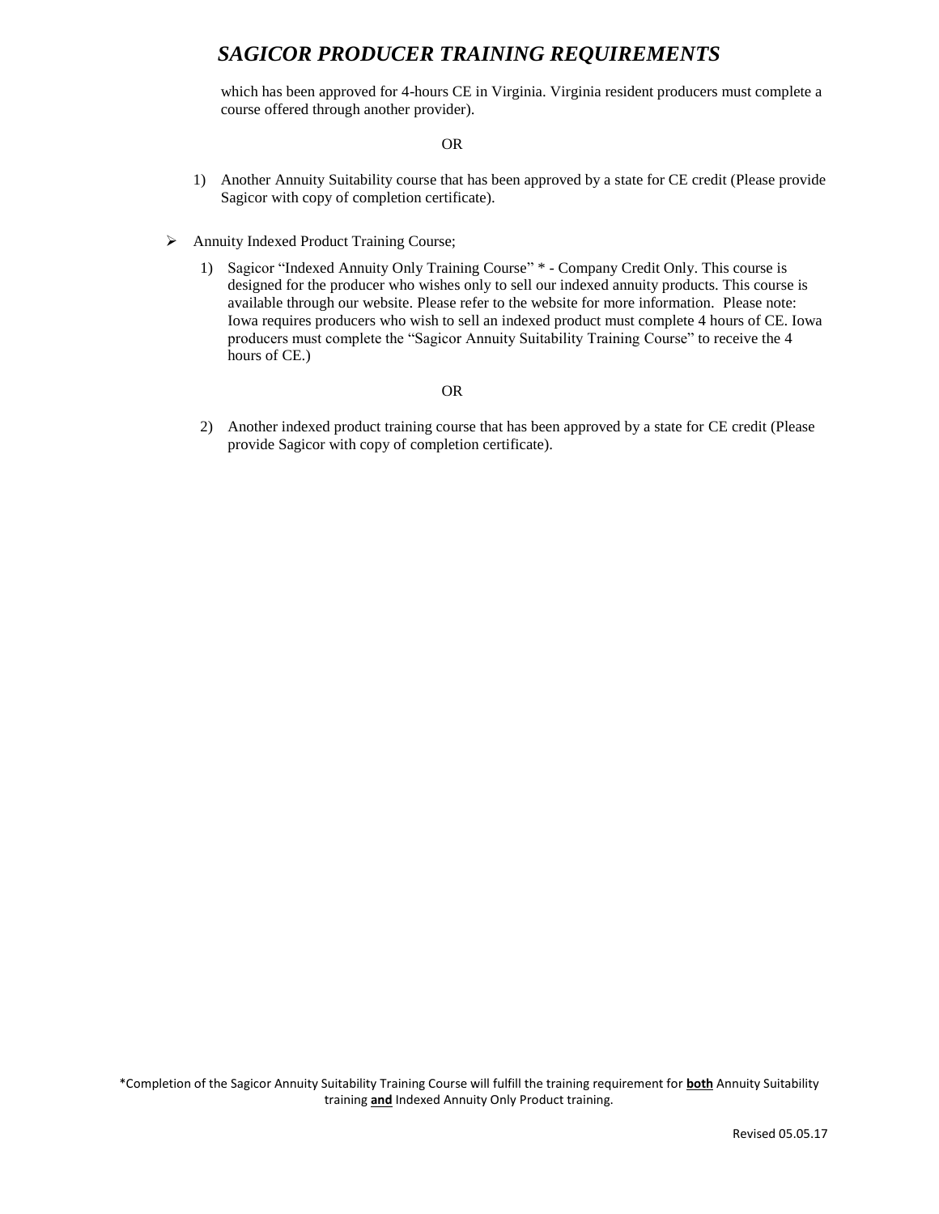which has been approved for 4-hours CE in Virginia. Virginia resident producers must complete a course offered through another provider).

OR

1) Another Annuity Suitability course that has been approved by a state for CE credit (Please provide Sagicor with copy of completion certificate).

- Annuity Indexed Product Training Course;

  1) Sagicor "Indexed Annuity Only Training Course" * - Company Credit Only. This course is designed for the producer who wishes only to sell our indexed annuity products. This course is available through our website. Please refer to the website for more information. Please note: Iowa requires producers who wish to sell an indexed product must complete 4 hours of CE. Iowa producers must complete the "Sagicor Annuity Suitability Training Course" to receive the 4 hours of CE.)

  OR

  2) Another indexed product training course that has been approved by a state for CE credit (Please provide Sagicor with copy of completion certificate).

*Completion of the Sagicor Annuity Suitability Training Course will fulfill the training requirement for **both** Annuity Suitability training **and** Indexed Annuity Only Product training.

Revised 05.05.17